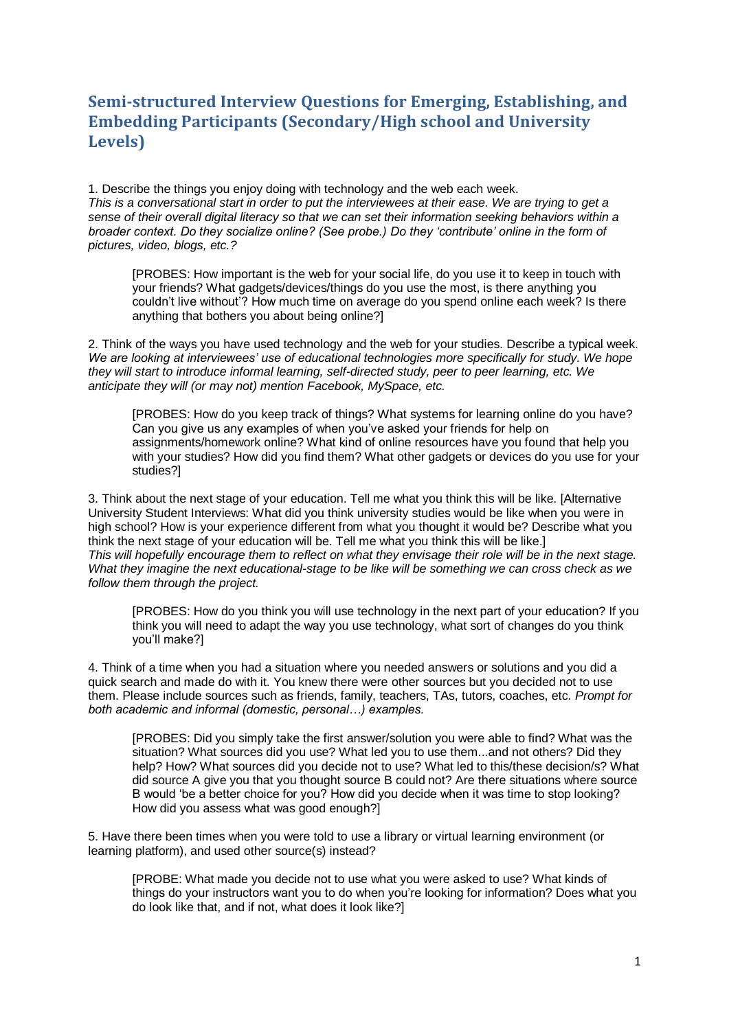# Semi-structured Interview Questions for Emerging, Establishing, and Embedding Participants (Secondary/High school and University Levels)

1. Describe the things you enjoy doing with technology and the web each week.
*This is a conversational start in order to put the interviewees at their ease. We are trying to get a sense of their overall digital literacy so that we can set their information seeking behaviors within a broader context. Do they socialize online? (See probe.) Do they 'contribute' online in the form of pictures, video, blogs, etc.?*

> [PROBES: How important is the web for your social life, do you use it to keep in touch with your friends? What gadgets/devices/things do you use the most, is there anything you couldn't live without'? How much time on average do you spend online each week? Is there anything that bothers you about being online?]

2. Think of the ways you have used technology and the web for your studies. Describe a typical week.
*We are looking at interviewees' use of educational technologies more specifically for study. We hope they will start to introduce informal learning, self-directed study, peer to peer learning, etc. We anticipate they will (or may not) mention Facebook, MySpace, etc.*

> [PROBES: How do you keep track of things? What systems for learning online do you have? Can you give us any examples of when you've asked your friends for help on assignments/homework online? What kind of online resources have you found that help you with your studies? How did you find them? What other gadgets or devices do you use for your studies?]

3. Think about the next stage of your education. Tell me what you think this will be like. [Alternative University Student Interviews: What did you think university studies would be like when you were in high school? How is your experience different from what you thought it would be? Describe what you think the next stage of your education will be. Tell me what you think this will be like.]
*This will hopefully encourage them to reflect on what they envisage their role will be in the next stage. What they imagine the next educational-stage to be like will be something we can cross check as we follow them through the project.*

> [PROBES: How do you think you will use technology in the next part of your education? If you think you will need to adapt the way you use technology, what sort of changes do you think you'll make?]

4. Think of a time when you had a situation where you needed answers or solutions and you did a quick search and made do with it. You knew there were other sources but you decided not to use them. Please include sources such as friends, family, teachers, TAs, tutors, coaches, etc. *Prompt for both academic and informal (domestic, personal…) examples.*

> [PROBES: Did you simply take the first answer/solution you were able to find? What was the situation? What sources did you use? What led you to use them...and not others? Did they help? How? What sources did you decide not to use? What led to this/these decision/s? What did source A give you that you thought source B could not? Are there situations where source B would 'be a better choice for you? How did you decide when it was time to stop looking? How did you assess what was good enough?]

5. Have there been times when you were told to use a library or virtual learning environment (or learning platform), and used other source(s) instead?

> [PROBE: What made you decide not to use what you were asked to use? What kinds of things do your instructors want you to do when you're looking for information? Does what you do look like that, and if not, what does it look like?]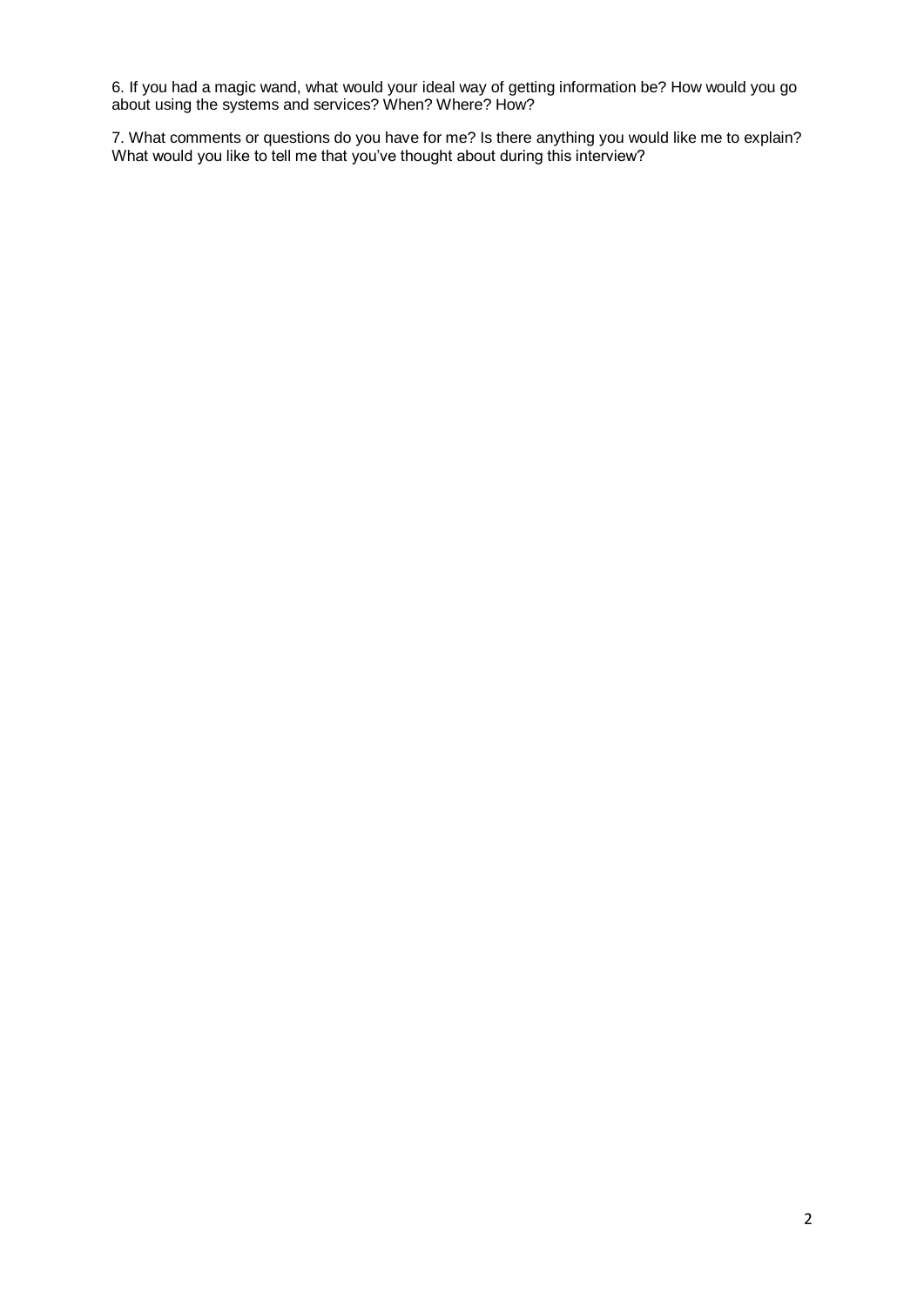6. If you had a magic wand, what would your ideal way of getting information be? How would you go about using the systems and services? When? Where? How?

7. What comments or questions do you have for me? Is there anything you would like me to explain? What would you like to tell me that you've thought about during this interview?